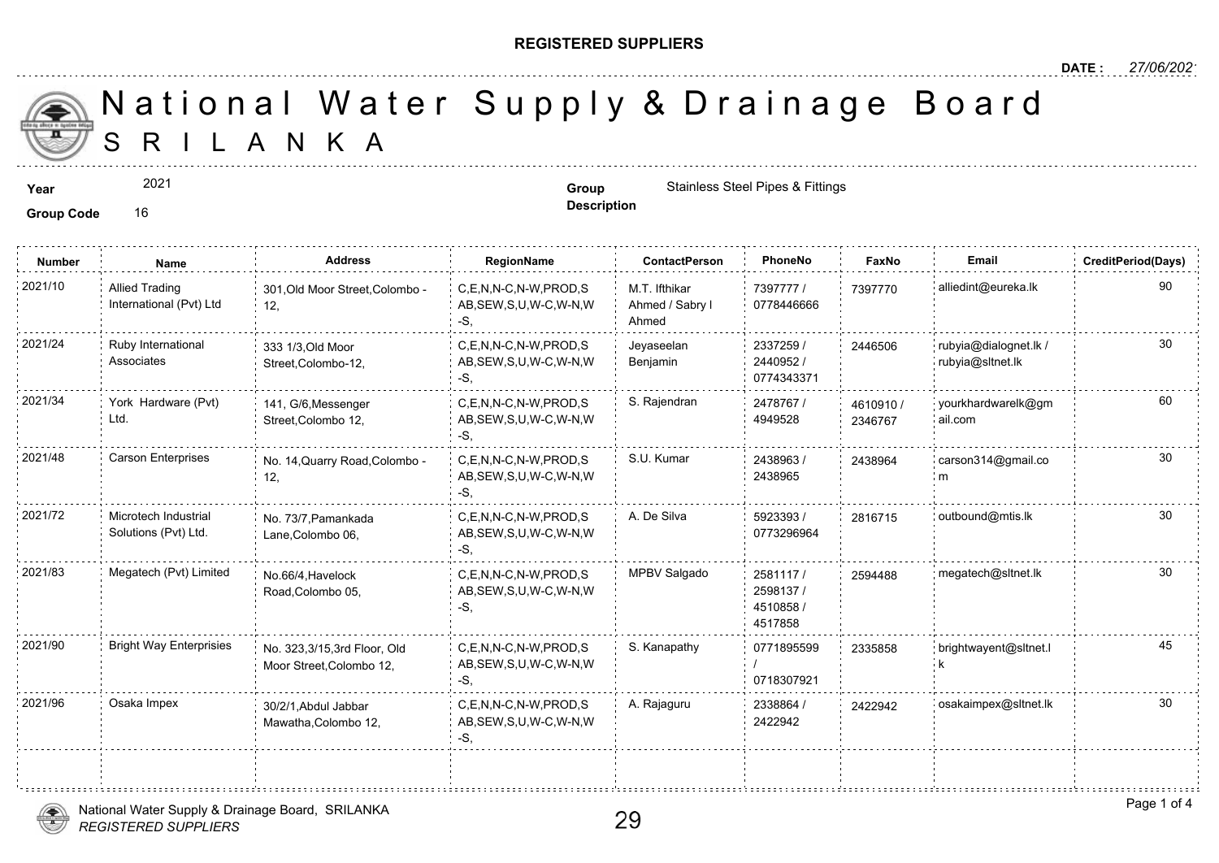**REGISTERED SUPPLIERS**

**DATE :** *27/06/2021*

# National Water Supply & Drainage Board
# SRI LANKA

**Year** 2021

**Group Code** 16

**Group Description** Stainless Steel Pipes & Fittings

| Number | Name | Address | RegionName | ContactPerson | PhoneNo | FaxNo | Email | CreditPeriod(Days) |
|---|---|---|---|---|---|---|---|---|
| 2021/10 | Allied Trading International (Pvt) Ltd | 301,Old Moor Street,Colombo - 12, | C,E,N,N-C,N-W,PROD,SAB,SEW,S,U,W-C,W-N,W-S, | M.T. Ifthikar Ahmed / Sabry I Ahmed | 7397777 / 0778446666 | 7397770 | alliedint@eureka.lk | 90 |
| 2021/24 | Ruby International Associates | 333 1/3,Old Moor Street,Colombo-12, | C,E,N,N-C,N-W,PROD,SAB,SEW,S,U,W-C,W-N,W-S, | Jeyaseelan Benjamin | 2337259 / 2440952 / 0774343371 | 2446506 | rubyia@dialognet.lk / rubyia@sltnet.lk | 30 |
| 2021/34 | York Hardware (Pvt) Ltd. | 141, G/6,Messenger Street,Colombo 12, | C,E,N,N-C,N-W,PROD,SAB,SEW,S,U,W-C,W-N,W-S, | S. Rajendran | 2478767 / 4949528 | 4610910 / 2346767 | yourkhardwarelk@gmail.com | 60 |
| 2021/48 | Carson Enterprises | No. 14,Quarry Road,Colombo - 12, | C,E,N,N-C,N-W,PROD,SAB,SEW,S,U,W-C,W-N,W-S, | S.U. Kumar | 2438963 / 2438965 | 2438964 | carson314@gmail.com | 30 |
| 2021/72 | Microtech Industrial Solutions (Pvt) Ltd. | No. 73/7,Pamankada Lane,Colombo 06, | C,E,N,N-C,N-W,PROD,SAB,SEW,S,U,W-C,W-N,W-S, | A. De Silva | 5923393 / 0773296964 | 2816715 | outbound@mtis.lk | 30 |
| 2021/83 | Megatech (Pvt) Limited | No.66/4,Havelock Road,Colombo 05, | C,E,N,N-C,N-W,PROD,SAB,SEW,S,U,W-C,W-N,W-S, | MPBV Salgado | 2581117 / 2598137 / 4510858 / 4517858 | 2594488 | megatech@sltnet.lk | 30 |
| 2021/90 | Bright Way Enterprisies | No. 323,3/15,3rd Floor, Old Moor Street,Colombo 12, | C,E,N,N-C,N-W,PROD,SAB,SEW,S,U,W-C,W-N,W-S, | S. Kanapathy | 0771895599 / 0718307921 | 2335858 | brightwayent@sltnet.lk | 45 |
| 2021/96 | Osaka Impex | 30/2/1,Abdul Jabbar Mawatha,Colombo 12, | C,E,N,N-C,N-W,PROD,SAB,SEW,S,U,W-C,W-N,W-S, | A. Rajaguru | 2338864 / 2422942 | 2422942 | osakaimpex@sltnet.lk | 30 |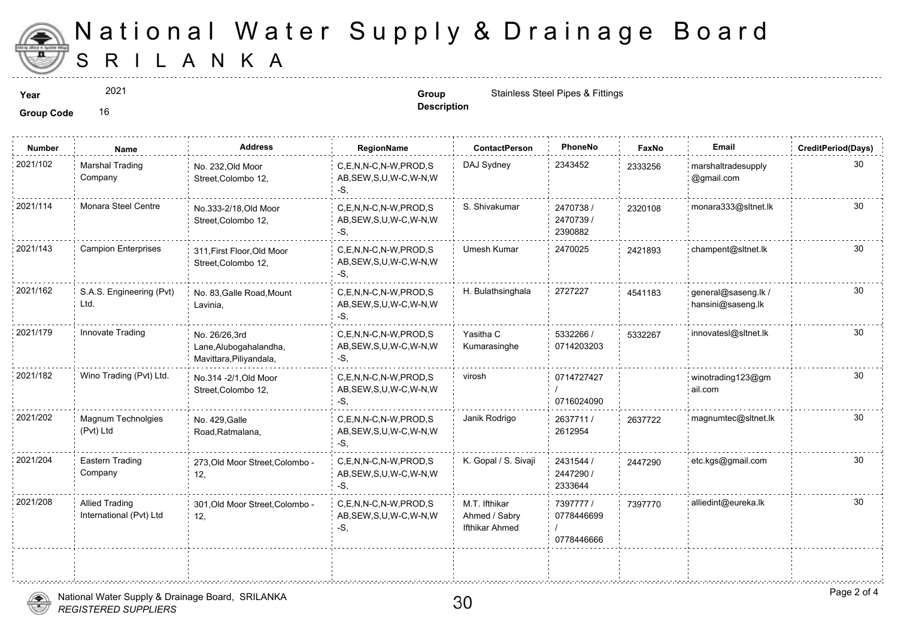# National Water Supply & Drainage Board

SRILANKA

**Year** 2021

**Group Code** 16

**Group Description** Stainless Steel Pipes & Fittings

| Number | Name | Address | RegionName | ContactPerson | PhoneNo | FaxNo | Email | CreditPeriod(Days) |
|---|---|---|---|---|---|---|---|---|
| 2021/102 | Marshal Trading Company | No. 232,Old Moor Street,Colombo 12, | C,E,N,N-C,N-W,PROD,SAB,SEW,S,U,W-C,W-N,W-S, | DAJ Sydney | 2343452 | 2333256 | marshaltradesupply@gmail.com | 30 |
| 2021/114 | Monara Steel Centre | No.333-2/18,Old Moor Street,Colombo 12, | C,E,N,N-C,N-W,PROD,SAB,SEW,S,U,W-C,W-N,W-S, | S. Shivakumar | 2470738 / 2470739 / 2390882 | 2320108 | monara333@sltnet.lk | 30 |
| 2021/143 | Campion Enterprises | 311,First Floor,Old Moor Street,Colombo 12, | C,E,N,N-C,N-W,PROD,SAB,SEW,S,U,W-C,W-N,W-S, | Umesh Kumar | 2470025 | 2421893 | champent@sltnet.lk | 30 |
| 2021/162 | S.A.S. Engineering (Pvt) Ltd. | No. 83,Galle Road,Mount Lavinia, | C,E,N,N-C,N-W,PROD,SAB,SEW,S,U,W-C,W-N,W-S, | H. Bulathsinghala | 2727227 | 4541183 | general@saseng.lk / hansini@saseng.lk | 30 |
| 2021/179 | Innovate Trading | No. 26/26,3rd Lane,Alubogahalandha, Mavittara,Piliyandala, | C,E,N,N-C,N-W,PROD,SAB,SEW,S,U,W-C,W-N,W-S, | Yasitha C Kumarasinghe | 5332266 / 0714203203 | 5332267 | innovatesl@sltnet.lk | 30 |
| 2021/182 | Wino Trading (Pvt) Ltd. | No.314 -2/1,Old Moor Street,Colombo 12, | C,E,N,N-C,N-W,PROD,SAB,SEW,S,U,W-C,W-N,W-S, | virosh | 0714727427 / 0716024090 | | winotrading123@gmail.com | 30 |
| 2021/202 | Magnum Technolgies (Pvt) Ltd | No. 429,Galle Road,Ratmalana, | C,E,N,N-C,N-W,PROD,SAB,SEW,S,U,W-C,W-N,W-S, | Janik Rodrigo | 2637711 / 2612954 | 2637722 | magnumtec@sltnet.lk | 30 |
| 2021/204 | Eastern Trading Company | 273,Old Moor Street,Colombo - 12, | C,E,N,N-C,N-W,PROD,SAB,SEW,S,U,W-C,W-N,W-S, | K. Gopal / S. Sivaji | 2431544 / 2447290 / 2333644 | 2447290 | etc.kgs@gmail.com | 30 |
| 2021/208 | Allied Trading International (Pvt) Ltd | 301,Old Moor Street,Colombo - 12, | C,E,N,N-C,N-W,PROD,SAB,SEW,S,U,W-C,W-N,W-S, | M.T. Ifthikar Ahmed / Sabry Ifthikar Ahmed | 7397777 / 0778446699 / 0778446666 | 7397770 | alliedint@eureka.lk | 30 |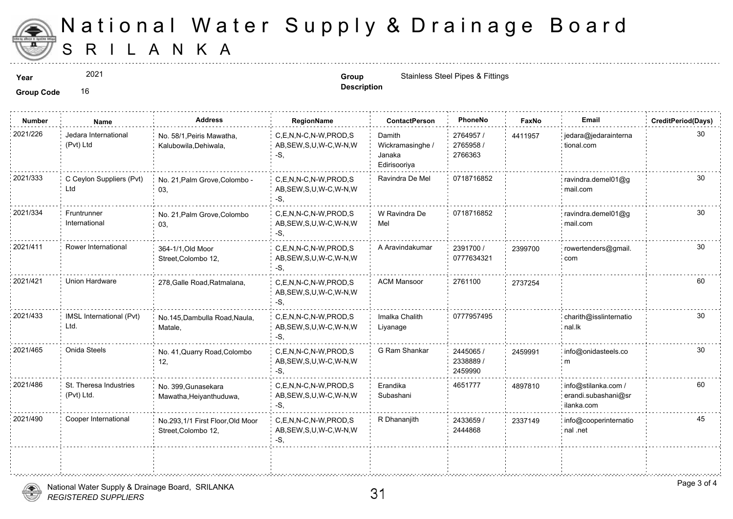# National Water Supply & Drainage Board
# SRILANKA

**Year** 2021 **Group Code** 16

**Group Description** Stainless Steel Pipes & Fittings

| Number | Name | Address | RegionName | ContactPerson | PhoneNo | FaxNo | Email | CreditPeriod(Days) |
|---|---|---|---|---|---|---|---|---|
| 2021/226 | Jedara International (Pvt) Ltd | No. 58/1,Peiris Mawatha, Kalubowila,Dehiwala, | C,E,N,N-C,N-W,PROD,SAB,SEW,S,U,W-C,W-N,W-S, | Damith Wickramasinghe / Janaka Edirisooriya | 2764957 / 2765958 / 2766363 | 4411957 | jedara@jedarainternational.com | 30 |
| 2021/333 | C Ceylon Suppliers (Pvt) Ltd | No. 21,Palm Grove,Colombo - 03, | C,E,N,N-C,N-W,PROD,SAB,SEW,S,U,W-C,W-N,W-S, | Ravindra De Mel | 0718716852 | | ravindra.demel01@gmail.com | 30 |
| 2021/334 | Fruntrunner International | No. 21,Palm Grove,Colombo 03, | C,E,N,N-C,N-W,PROD,SAB,SEW,S,U,W-C,W-N,W-S, | W Ravindra De Mel | 0718716852 | | ravindra.demel01@gmail.com | 30 |
| 2021/411 | Rower International | 364-1/1,Old Moor Street,Colombo 12, | C,E,N,N-C,N-W,PROD,SAB,SEW,S,U,W-C,W-N,W-S, | A Aravindakumar | 2391700 / 0777634321 | 2399700 | rowertenders@gmail.com | 30 |
| 2021/421 | Union Hardware | 278,Galle Road,Ratmalana, | C,E,N,N-C,N-W,PROD,SAB,SEW,S,U,W-C,W-N,W-S, | ACM Mansoor | 2761100 | 2737254 | | 60 |
| 2021/433 | IMSL International (Pvt) Ltd. | No.145,Dambulla Road,Naula, Matale, | C,E,N,N-C,N-W,PROD,SAB,SEW,S,U,W-C,W-N,W-S, | Imalka Chalith Liyanage | 0777957495 | | charith@isslinternational.lk | 30 |
| 2021/465 | Onida Steels | No. 41,Quarry Road,Colombo 12, | C,E,N,N-C,N-W,PROD,SAB,SEW,S,U,W-C,W-N,W-S, | G Ram Shankar | 2445065 / 2338889 / 2459990 | 2459991 | info@onidasteels.com | 30 |
| 2021/486 | St. Theresa Industries (Pvt) Ltd. | No. 399,Gunasekara Mawatha,Heiyanthuduwa, | C,E,N,N-C,N-W,PROD,SAB,SEW,S,U,W-C,W-N,W-S, | Erandika Subashani | 4651777 | 4897810 | info@stilanka.com / erandi.subashani@srilanka.com | 60 |
| 2021/490 | Cooper International | No.293,1/1 First Floor,Old Moor Street,Colombo 12, | C,E,N,N-C,N-W,PROD,SAB,SEW,S,U,W-C,W-N,W-S, | R Dhananjith | 2433659 / 2444868 | 2337149 | info@cooperinternational .net | 45 |

National Water Supply & Drainage Board, SRILANKA
*REGISTERED SUPPLIERS*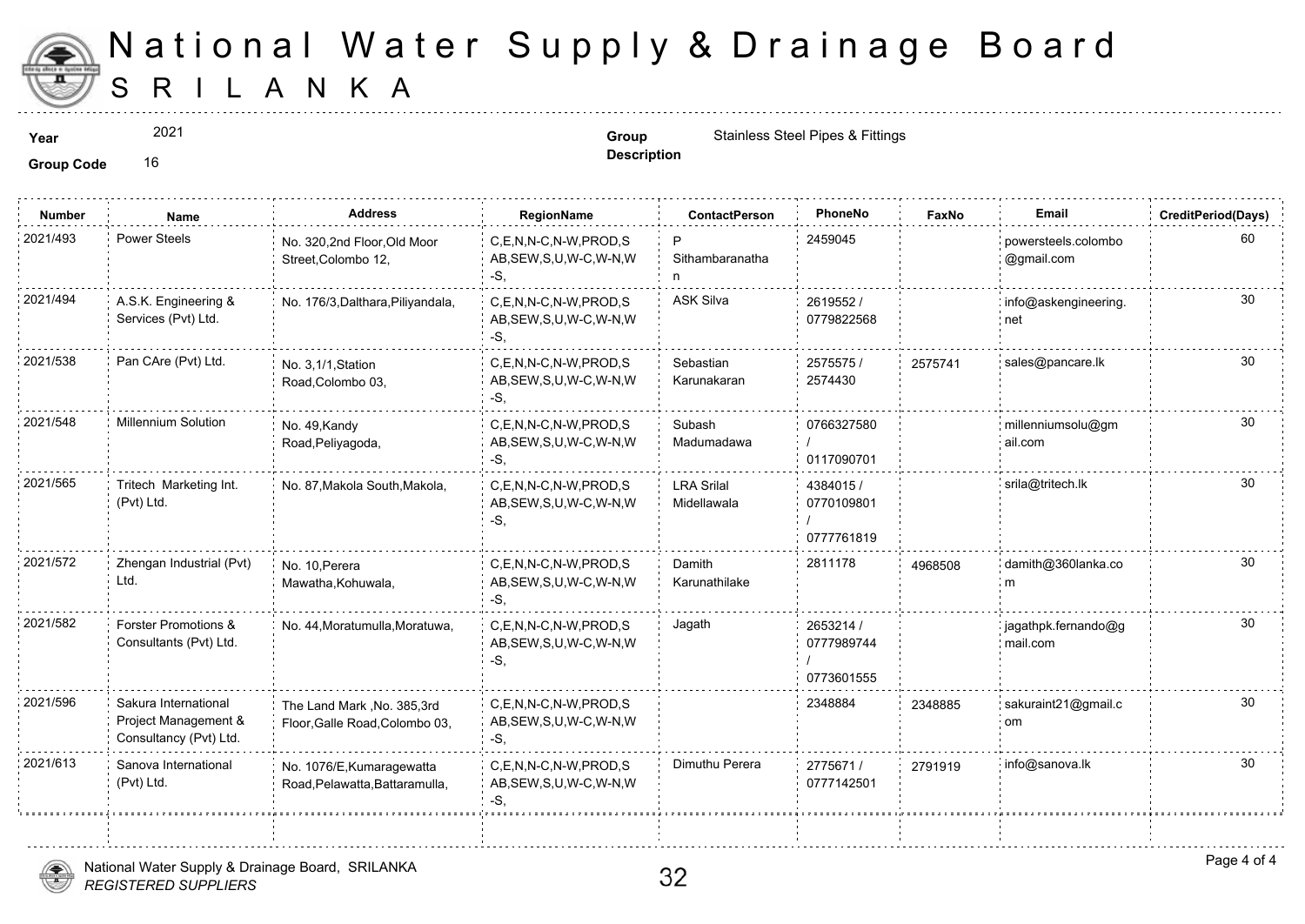# National Water Supply & Drainage Board
# SRI LANKA

**Year** 2021

**Group Code** 16

**Group Description** Stainless Steel Pipes & Fittings

| Number | Name | Address | RegionName | ContactPerson | PhoneNo | FaxNo | Email | CreditPeriod(Days) |
|---|---|---|---|---|---|---|---|---|
| 2021/493 | Power Steels | No. 320,2nd Floor,Old Moor Street,Colombo 12, | C,E,N,N-C,N-W,PROD,SAB,SEW,S,U,W-C,W-N,W-S, | P Sithambaranathan | 2459045 | | powersteels.colombo@gmail.com | 60 |
| 2021/494 | A.S.K. Engineering & Services (Pvt) Ltd. | No. 176/3,Dalthara,Piliyandala, | C,E,N,N-C,N-W,PROD,SAB,SEW,S,U,W-C,W-N,W-S, | ASK Silva | 2619552 / 0779822568 | | info@askengineering.net | 30 |
| 2021/538 | Pan CAre (Pvt) Ltd. | No. 3,1/1,Station Road,Colombo 03, | C,E,N,N-C,N-W,PROD,SAB,SEW,S,U,W-C,W-N,W-S, | Sebastian Karunakaran | 2575575 / 2574430 | 2575741 | sales@pancare.lk | 30 |
| 2021/548 | Millennium Solution | No. 49,Kandy Road,Peliyagoda, | C,E,N,N-C,N-W,PROD,SAB,SEW,S,U,W-C,W-N,W-S, | Subash Madumadawa | 0766327580 / 0117090701 | | millenniumsolu@gmail.com | 30 |
| 2021/565 | Tritech Marketing Int. (Pvt) Ltd. | No. 87,Makola South,Makola, | C,E,N,N-C,N-W,PROD,SAB,SEW,S,U,W-C,W-N,W-S, | LRA Srilal Midellawala | 4384015 / 0770109801 / 0777761819 | | srila@tritech.lk | 30 |
| 2021/572 | Zhengan Industrial (Pvt) Ltd. | No. 10,Perera Mawatha,Kohuwala, | C,E,N,N-C,N-W,PROD,SAB,SEW,S,U,W-C,W-N,W-S, | Damith Karunathilake | 2811178 | 4968508 | damith@360lanka.com | 30 |
| 2021/582 | Forster Promotions & Consultants (Pvt) Ltd. | No. 44,Moratumulla,Moratuwa, | C,E,N,N-C,N-W,PROD,SAB,SEW,S,U,W-C,W-N,W-S, | Jagath | 2653214 / 0777989744 / 0773601555 | | jagathpk.fernando@gmail.com | 30 |
| 2021/596 | Sakura International Project Management & Consultancy (Pvt) Ltd. | The Land Mark ,No. 385,3rd Floor,Galle Road,Colombo 03, | C,E,N,N-C,N-W,PROD,SAB,SEW,S,U,W-C,W-N,W-S, | | 2348884 | 2348885 | sakuraint21@gmail.com | 30 |
| 2021/613 | Sanova International (Pvt) Ltd. | No. 1076/E,Kumaragewatta Road,Pelawatta,Battaramulla, | C,E,N,N-C,N-W,PROD,SAB,SEW,S,U,W-C,W-N,W-S, | Dimuthu Perera | 2775671 / 0777142501 | 2791919 | info@sanova.lk | 30 |

National Water Supply & Drainage Board, SRILANKA
*REGISTERED SUPPLIERS*